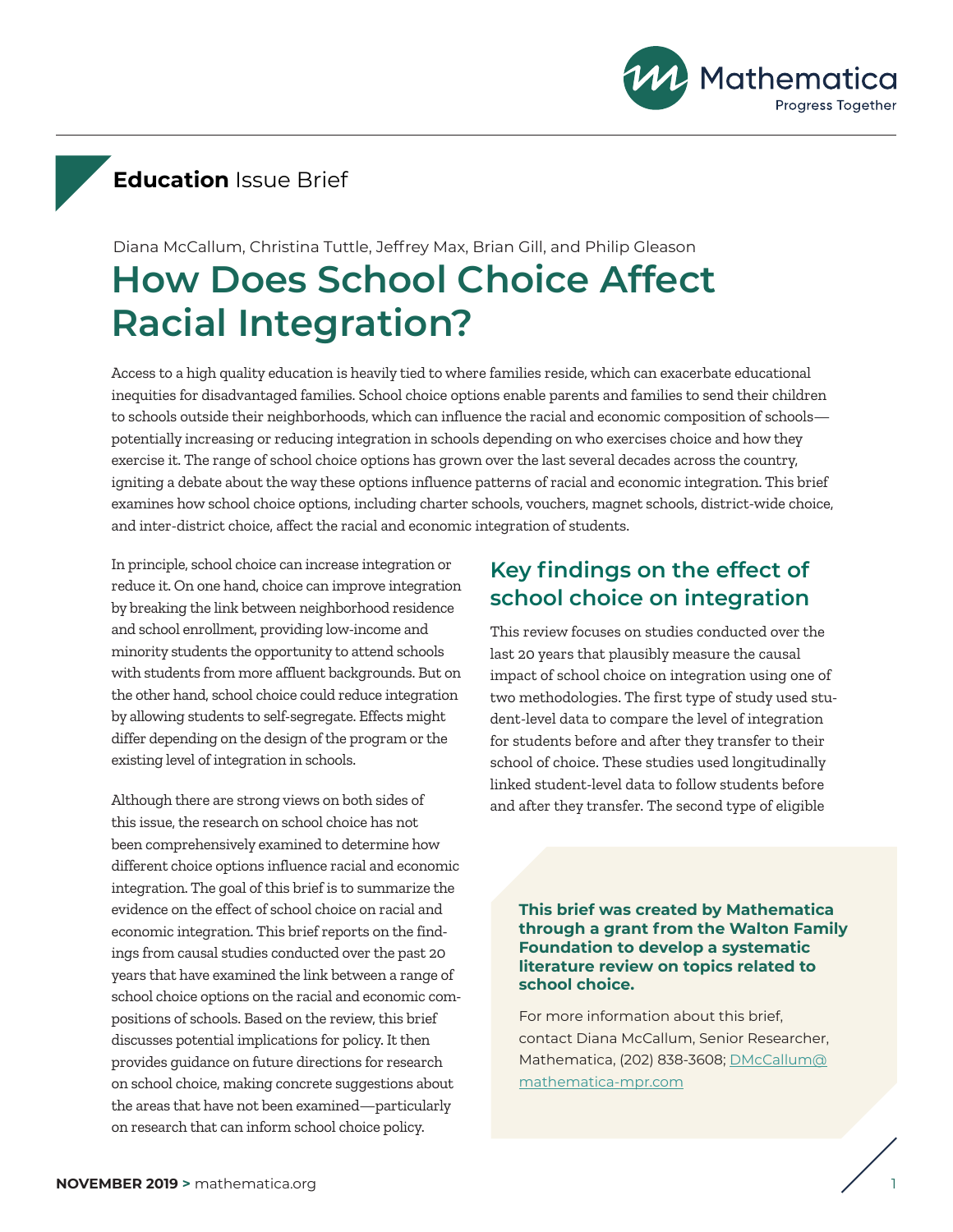**Education** Issue Brief

Diana McCallum, Christina Tuttle, Jeffrey Max, Brian Gill, and Philip Gleason

# How Does School Choice Affect Racial Integration?

Access to a high quality education is heavily tied to where families reside, which can exacerbate educational inequities for disadvantaged families. School choice options enable parents and families to send their children to schools outside their neighborhoods, which can influence the racial and economic composition of schools—potentially increasing or reducing integration in schools depending on who exercises choice and how they exercise it. The range of school choice options has grown over the last several decades across the country, igniting a debate about the way these options influence patterns of racial and economic integration. This brief examines how school choice options, including charter schools, vouchers, magnet schools, district-wide choice, and inter-district choice, affect the racial and economic integration of students.

In principle, school choice can increase integration or reduce it. On one hand, choice can improve integration by breaking the link between neighborhood residence and school enrollment, providing low-income and minority students the opportunity to attend schools with students from more affluent backgrounds. But on the other hand, school choice could reduce integration by allowing students to self-segregate. Effects might differ depending on the design of the program or the existing level of integration in schools.

Although there are strong views on both sides of this issue, the research on school choice has not been comprehensively examined to determine how different choice options influence racial and economic integration. The goal of this brief is to summarize the evidence on the effect of school choice on racial and economic integration. This brief reports on the findings from causal studies conducted over the past 20 years that have examined the link between a range of school choice options on the racial and economic compositions of schools. Based on the review, this brief discusses potential implications for policy. It then provides guidance on future directions for research on school choice, making concrete suggestions about the areas that have not been examined—particularly on research that can inform school choice policy.

## Key findings on the effect of school choice on integration

This review focuses on studies conducted over the last 20 years that plausibly measure the causal impact of school choice on integration using one of two methodologies. The first type of study used student-level data to compare the level of integration for students before and after they transfer to their school of choice. These studies used longitudinally linked student-level data to follow students before and after they transfer. The second type of eligible

**This brief was created by Mathematica through a grant from the Walton Family Foundation to develop a systematic literature review on topics related to school choice.**

For more information about this brief, contact Diana McCallum, Senior Researcher, Mathematica, (202) 838-3608; DMcCallum@mathematica-mpr.com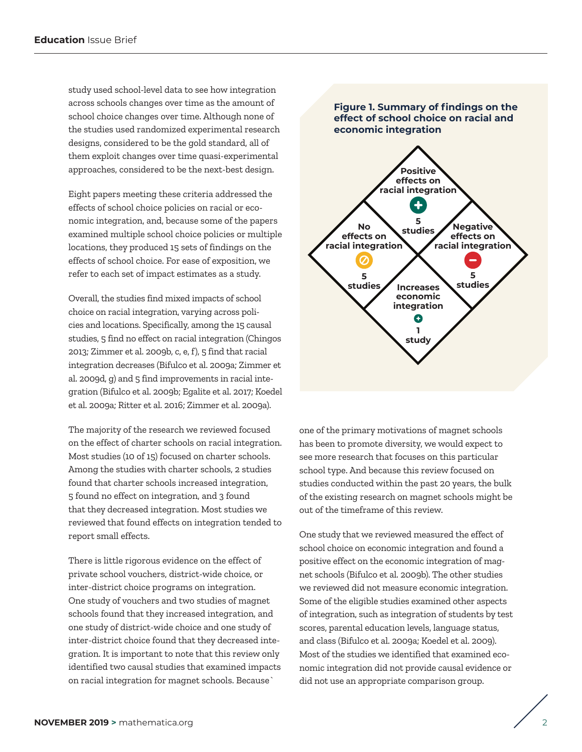study used school-level data to see how integration across schools changes over time as the amount of school choice changes over time. Although none of the studies used randomized experimental research designs, considered to be the gold standard, all of them exploit changes over time quasi-experimental approaches, considered to be the next-best design.

Eight papers meeting these criteria addressed the effects of school choice policies on racial or economic integration, and, because some of the papers examined multiple school choice policies or multiple locations, they produced 15 sets of findings on the effects of school choice. For ease of exposition, we refer to each set of impact estimates as a study.

Overall, the studies find mixed impacts of school choice on racial integration, varying across policies and locations. Specifically, among the 15 causal studies, 5 find no effect on racial integration (Chingos 2013; Zimmer et al. 2009b, c, e, f), 5 find that racial integration decreases (Bifulco et al. 2009a; Zimmer et al. 2009d, g) and 5 find improvements in racial integration (Bifulco et al. 2009b; Egalite et al. 2017; Koedel et al. 2009a; Ritter et al. 2016; Zimmer et al. 2009a).

**Figure 1. Summary of findings on the effect of school choice on racial and economic integration**

- Positive effects on racial integration: 5 studies
- No effects on racial integration: 5 studies
- Negative effects on racial integration: 5 studies
- Increases economic integration: 1 study

The majority of the research we reviewed focused on the effect of charter schools on racial integration. Most studies (10 of 15) focused on charter schools. Among the studies with charter schools, 2 studies found that charter schools increased integration, 5 found no effect on integration, and 3 found that they decreased integration. Most studies we reviewed that found effects on integration tended to report small effects.

There is little rigorous evidence on the effect of private school vouchers, district-wide choice, or inter-district choice programs on integration. One study of vouchers and two studies of magnet schools found that they increased integration, and one study of district-wide choice and one study of inter-district choice found that they decreased integration. It is important to note that this review only identified two causal studies that examined impacts on racial integration for magnet schools. Because one of the primary motivations of magnet schools has been to promote diversity, we would expect to see more research that focuses on this particular school type. And because this review focused on studies conducted within the past 20 years, the bulk of the existing research on magnet schools might be out of the timeframe of this review.

One study that we reviewed measured the effect of school choice on economic integration and found a positive effect on the economic integration of magnet schools (Bifulco et al. 2009b). The other studies we reviewed did not measure economic integration. Some of the eligible studies examined other aspects of integration, such as integration of students by test scores, parental education levels, language status, and class (Bifulco et al. 2009a; Koedel et al. 2009). Most of the studies we identified that examined economic integration did not provide causal evidence or did not use an appropriate comparison group.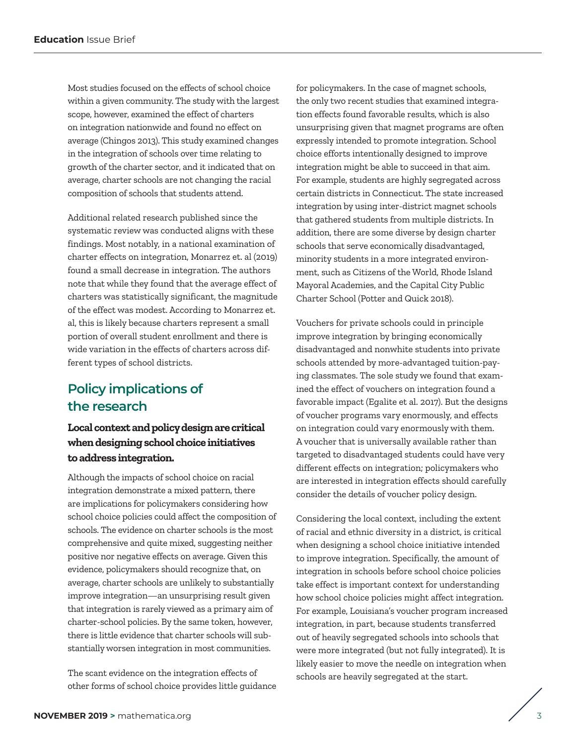Most studies focused on the effects of school choice within a given community. The study with the largest scope, however, examined the effect of charters on integration nationwide and found no effect on average (Chingos 2013). This study examined changes in the integration of schools over time relating to growth of the charter sector, and it indicated that on average, charter schools are not changing the racial composition of schools that students attend.

Additional related research published since the systematic review was conducted aligns with these findings. Most notably, in a national examination of charter effects on integration, Monarrez et. al (2019) found a small decrease in integration. The authors note that while they found that the average effect of charters was statistically significant, the magnitude of the effect was modest. According to Monarrez et. al, this is likely because charters represent a small portion of overall student enrollment and there is wide variation in the effects of charters across different types of school districts.

## Policy implications of the research

### Local context and policy design are critical when designing school choice initiatives to address integration.

Although the impacts of school choice on racial integration demonstrate a mixed pattern, there are implications for policymakers considering how school choice policies could affect the composition of schools. The evidence on charter schools is the most comprehensive and quite mixed, suggesting neither positive nor negative effects on average. Given this evidence, policymakers should recognize that, on average, charter schools are unlikely to substantially improve integration—an unsurprising result given that integration is rarely viewed as a primary aim of charter-school policies. By the same token, however, there is little evidence that charter schools will substantially worsen integration in most communities.

The scant evidence on the integration effects of other forms of school choice provides little guidance for policymakers. In the case of magnet schools, the only two recent studies that examined integration effects found favorable results, which is also unsurprising given that magnet programs are often expressly intended to promote integration. School choice efforts intentionally designed to improve integration might be able to succeed in that aim. For example, students are highly segregated across certain districts in Connecticut. The state increased integration by using inter-district magnet schools that gathered students from multiple districts. In addition, there are some diverse by design charter schools that serve economically disadvantaged, minority students in a more integrated environment, such as Citizens of the World, Rhode Island Mayoral Academies, and the Capital City Public Charter School (Potter and Quick 2018).

Vouchers for private schools could in principle improve integration by bringing economically disadvantaged and nonwhite students into private schools attended by more-advantaged tuition-paying classmates. The sole study we found that examined the effect of vouchers on integration found a favorable impact (Egalite et al. 2017). But the designs of voucher programs vary enormously, and effects on integration could vary enormously with them. A voucher that is universally available rather than targeted to disadvantaged students could have very different effects on integration; policymakers who are interested in integration effects should carefully consider the details of voucher policy design.

Considering the local context, including the extent of racial and ethnic diversity in a district, is critical when designing a school choice initiative intended to improve integration. Specifically, the amount of integration in schools before school choice policies take effect is important context for understanding how school choice policies might affect integration. For example, Louisiana's voucher program increased integration, in part, because students transferred out of heavily segregated schools into schools that were more integrated (but not fully integrated). It is likely easier to move the needle on integration when schools are heavily segregated at the start.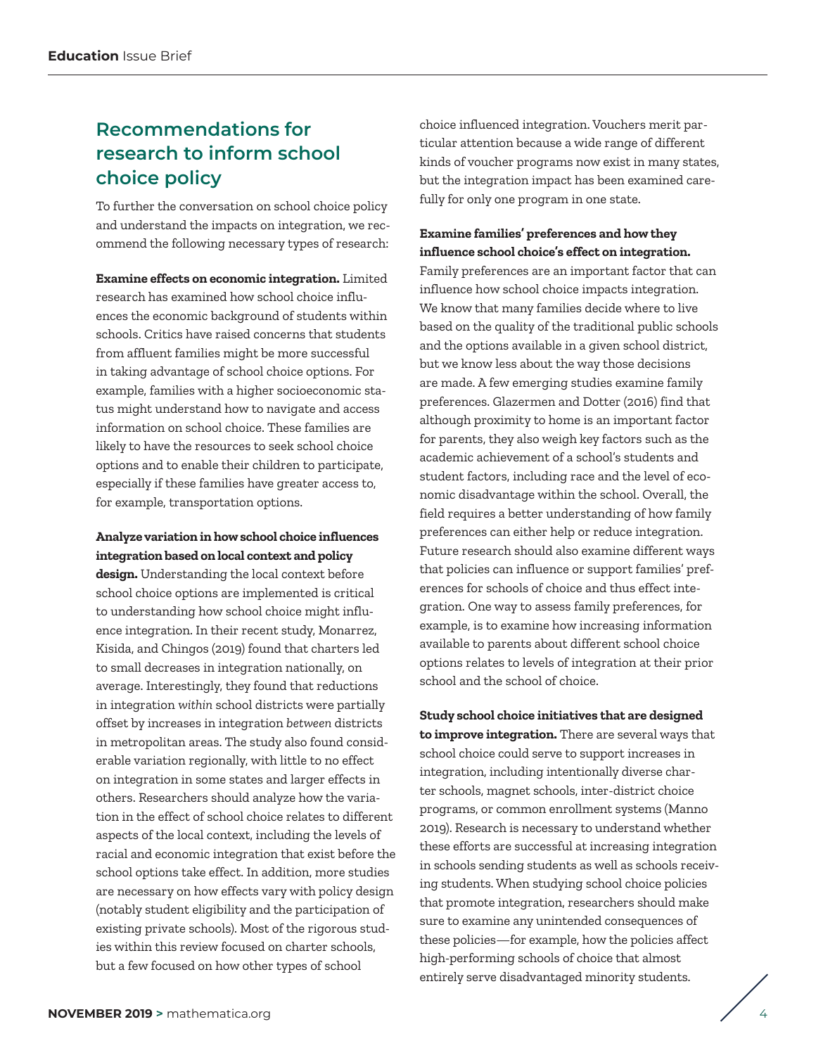## Recommendations for research to inform school choice policy

To further the conversation on school choice policy and understand the impacts on integration, we recommend the following necessary types of research:

**Examine effects on economic integration.** Limited research has examined how school choice influences the economic background of students within schools. Critics have raised concerns that students from affluent families might be more successful in taking advantage of school choice options. For example, families with a higher socioeconomic status might understand how to navigate and access information on school choice. These families are likely to have the resources to seek school choice options and to enable their children to participate, especially if these families have greater access to, for example, transportation options.

**Analyze variation in how school choice influences integration based on local context and policy design.** Understanding the local context before school choice options are implemented is critical to understanding how school choice might influence integration. In their recent study, Monarrez, Kisida, and Chingos (2019) found that charters led to small decreases in integration nationally, on average. Interestingly, they found that reductions in integration *within* school districts were partially offset by increases in integration *between* districts in metropolitan areas. The study also found considerable variation regionally, with little to no effect on integration in some states and larger effects in others. Researchers should analyze how the variation in the effect of school choice relates to different aspects of the local context, including the levels of racial and economic integration that exist before the school options take effect. In addition, more studies are necessary on how effects vary with policy design (notably student eligibility and the participation of existing private schools). Most of the rigorous studies within this review focused on charter schools, but a few focused on how other types of school choice influenced integration. Vouchers merit particular attention because a wide range of different kinds of voucher programs now exist in many states, but the integration impact has been examined carefully for only one program in one state.

**Examine families' preferences and how they influence school choice's effect on integration.** Family preferences are an important factor that can influence how school choice impacts integration. We know that many families decide where to live based on the quality of the traditional public schools and the options available in a given school district, but we know less about the way those decisions are made. A few emerging studies examine family preferences. Glazermen and Dotter (2016) find that although proximity to home is an important factor for parents, they also weigh key factors such as the academic achievement of a school's students and student factors, including race and the level of economic disadvantage within the school. Overall, the field requires a better understanding of how family preferences can either help or reduce integration. Future research should also examine different ways that policies can influence or support families' preferences for schools of choice and thus effect integration. One way to assess family preferences, for example, is to examine how increasing information available to parents about different school choice options relates to levels of integration at their prior school and the school of choice.

**Study school choice initiatives that are designed to improve integration.** There are several ways that school choice could serve to support increases in integration, including intentionally diverse charter schools, magnet schools, inter-district choice programs, or common enrollment systems (Manno 2019). Research is necessary to understand whether these efforts are successful at increasing integration in schools sending students as well as schools receiving students. When studying school choice policies that promote integration, researchers should make sure to examine any unintended consequences of these policies—for example, how the policies affect high-performing schools of choice that almost entirely serve disadvantaged minority students.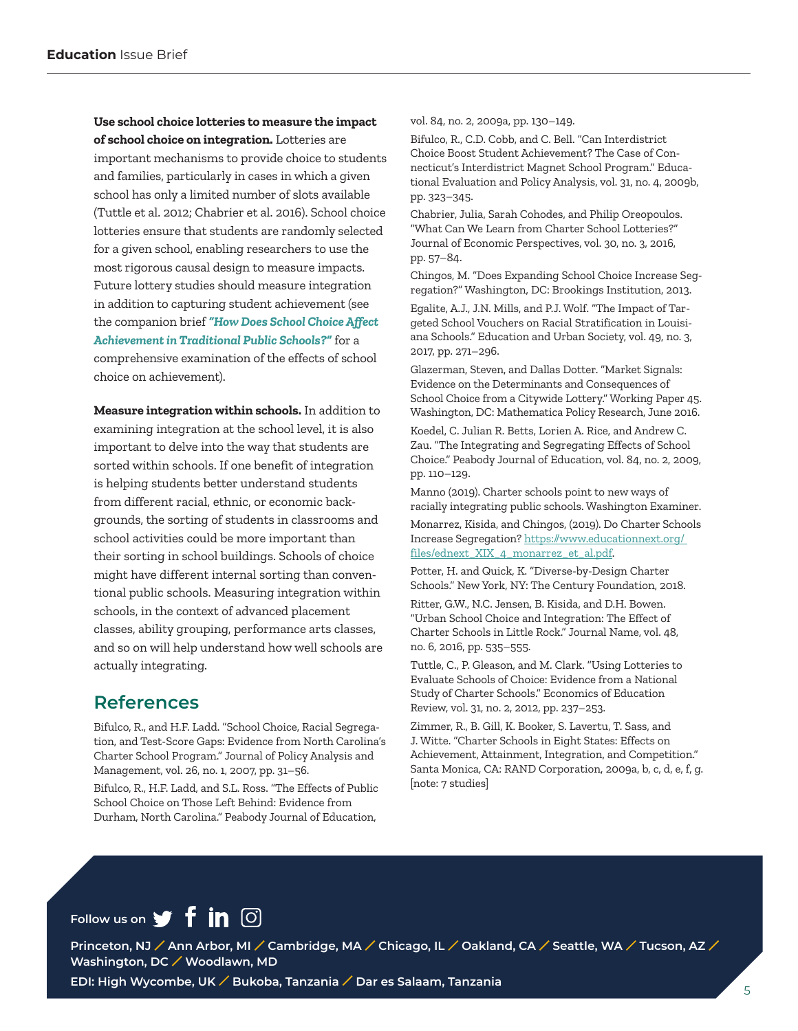**Use school choice lotteries to measure the impact of school choice on integration.** Lotteries are important mechanisms to provide choice to students and families, particularly in cases in which a given school has only a limited number of slots available (Tuttle et al. 2012; Chabrier et al. 2016). School choice lotteries ensure that students are randomly selected for a given school, enabling researchers to use the most rigorous causal design to measure impacts. Future lottery studies should measure integration in addition to capturing student achievement (see the companion brief ***"How Does School Choice Affect Achievement in Traditional Public Schools?"*** for a comprehensive examination of the effects of school choice on achievement).

**Measure integration within schools.** In addition to examining integration at the school level, it is also important to delve into the way that students are sorted within schools. If one benefit of integration is helping students better understand students from different racial, ethnic, or economic backgrounds, the sorting of students in classrooms and school activities could be more important than their sorting in school buildings. Schools of choice might have different internal sorting than conventional public schools. Measuring integration within schools, in the context of advanced placement classes, ability grouping, performance arts classes, and so on will help understand how well schools are actually integrating.

## References

Bifulco, R., and H.F. Ladd. "School Choice, Racial Segregation, and Test-Score Gaps: Evidence from North Carolina's Charter School Program." Journal of Policy Analysis and Management, vol. 26, no. 1, 2007, pp. 31–56.

Bifulco, R., H.F. Ladd, and S.L. Ross. "The Effects of Public School Choice on Those Left Behind: Evidence from Durham, North Carolina." Peabody Journal of Education, vol. 84, no. 2, 2009a, pp. 130–149.

Bifulco, R., C.D. Cobb, and C. Bell. "Can Interdistrict Choice Boost Student Achievement? The Case of Connecticut's Interdistrict Magnet School Program." Educational Evaluation and Policy Analysis, vol. 31, no. 4, 2009b, pp. 323–345.

Chabrier, Julia, Sarah Cohodes, and Philip Oreopoulos. "What Can We Learn from Charter School Lotteries?" Journal of Economic Perspectives, vol. 30, no. 3, 2016, pp. 57–84.

Chingos, M. "Does Expanding School Choice Increase Segregation?" Washington, DC: Brookings Institution, 2013.

Egalite, A.J., J.N. Mills, and P.J. Wolf. "The Impact of Targeted School Vouchers on Racial Stratification in Louisiana Schools." Education and Urban Society, vol. 49, no. 3, 2017, pp. 271–296.

Glazerman, Steven, and Dallas Dotter. "Market Signals: Evidence on the Determinants and Consequences of School Choice from a Citywide Lottery." Working Paper 45. Washington, DC: Mathematica Policy Research, June 2016.

Koedel, C. Julian R. Betts, Lorien A. Rice, and Andrew C. Zau. "The Integrating and Segregating Effects of School Choice." Peabody Journal of Education, vol. 84, no. 2, 2009, pp. 110–129.

Manno (2019). Charter schools point to new ways of racially integrating public schools. Washington Examiner.

Monarrez, Kisida, and Chingos, (2019). Do Charter Schools Increase Segregation? https://www.educationnext.org/files/ednext_XIX_4_monarrez_et_al.pdf.

Potter, H. and Quick, K. "Diverse-by-Design Charter Schools." New York, NY: The Century Foundation, 2018.

Ritter, G.W., N.C. Jensen, B. Kisida, and D.H. Bowen. "Urban School Choice and Integration: The Effect of Charter Schools in Little Rock." Journal Name, vol. 48, no. 6, 2016, pp. 535–555.

Tuttle, C., P. Gleason, and M. Clark. "Using Lotteries to Evaluate Schools of Choice: Evidence from a National Study of Charter Schools." Economics of Education Review, vol. 31, no. 2, 2012, pp. 237–253.

Zimmer, R., B. Gill, K. Booker, S. Lavertu, T. Sass, and J. Witte. "Charter Schools in Eight States: Effects on Achievement, Attainment, Integration, and Competition." Santa Monica, CA: RAND Corporation, 2009a, b, c, d, e, f, g. [note: 7 studies]

Follow us on

Princeton, NJ / Ann Arbor, MI / Cambridge, MA / Chicago, IL / Oakland, CA / Seattle, WA / Tucson, AZ / Washington, DC / Woodlawn, MD

EDI: High Wycombe, UK / Bukoba, Tanzania / Dar es Salaam, Tanzania